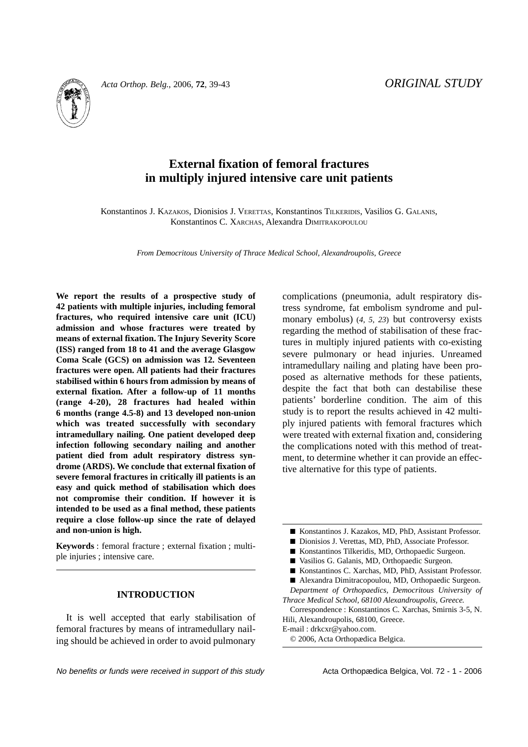*ORIGINAL STUDY*

# External fixation of femoral fractures in multiply injured intensive care unit patients

Konstantinos J. KAZAKOS, Dionisios J. VERETTAS, Konstantinos TILKERIDIS, Vasilios G. GALANIS, Konstantinos C. XARCHAS, Alexandra DIMITRAKOPOULOU

*From Democritous University of Thrace Medical School, Alexandroupolis, Greece*

**We report the results of a prospective study of 42 patients with multiple injuries, including femoral fractures, who required intensive care unit (ICU) admission and whose fractures were treated by means of external fixation. The Injury Severity Score (ISS) ranged from 18 to 41 and the average Glasgow Coma Scale (GCS) on admission was 12. Seventeen fractures were open. All patients had their fractures stabilised within 6 hours from admission by means of external fixation. After a follow-up of 11 months (range 4-20), 28 fractures had healed within 6 months (range 4.5-8) and 13 developed non-union which was treated successfully with secondary intramedullary nailing. One patient developed deep infection following secondary nailing and another patient died from adult respiratory distress syndrome (ARDS). We conclude that external fixation of severe femoral fractures in critically ill patients is an easy and quick method of stabilisation which does not compromise their condition. If however it is intended to be used as a final method, these patients require a close follow-up since the rate of delayed and non-union is high.**

**Keywords** : femoral fracture ; external fixation ; multiple injuries ; intensive care.

## INTRODUCTION

It is well accepted that early stabilisation of femoral fractures by means of intramedullary nailing should be achieved in order to avoid pulmonary complications (pneumonia, adult respiratory distress syndrome, fat embolism syndrome and pulmonary embolus) (*4, 5, 23*) but controversy exists regarding the method of stabilisation of these fractures in multiply injured patients with co-existing severe pulmonary or head injuries. Unreamed intramedullary nailing and plating have been proposed as alternative methods for these patients, despite the fact that both can destabilise these patients' borderline condition. The aim of this study is to report the results achieved in 42 multiply injured patients with femoral fractures which were treated with external fixation and, considering the complications noted with this method of treatment, to determine whether it can provide an effective alternative for this type of patients.

- Konstantinos J. Kazakos, MD, PhD, Assistant Professor.
- Dionisios J. Verettas, MD, PhD, Associate Professor.
- Konstantinos Tilkeridis, MD, Orthopaedic Surgeon.
- Vasilios G. Galanis, MD, Orthopaedic Surgeon.
- Konstantinos C. Xarchas, MD, PhD, Assistant Professor.
- Alexandra Dimitracopoulou, MD, Orthopaedic Surgeon.

*Department of Orthopaedics, Democritous University of Thrace Medical School, 68100 Alexandroupolis, Greece.*

Correspondence : Konstantinos C. Xarchas, Smirnis 3-5, N. Hili, Alexandroupolis, 68100, Greece.
E-mail : drkcxr@yahoo.com.

© 2006, Acta Orthopædica Belgica.

*No benefits or funds were received in support of this study*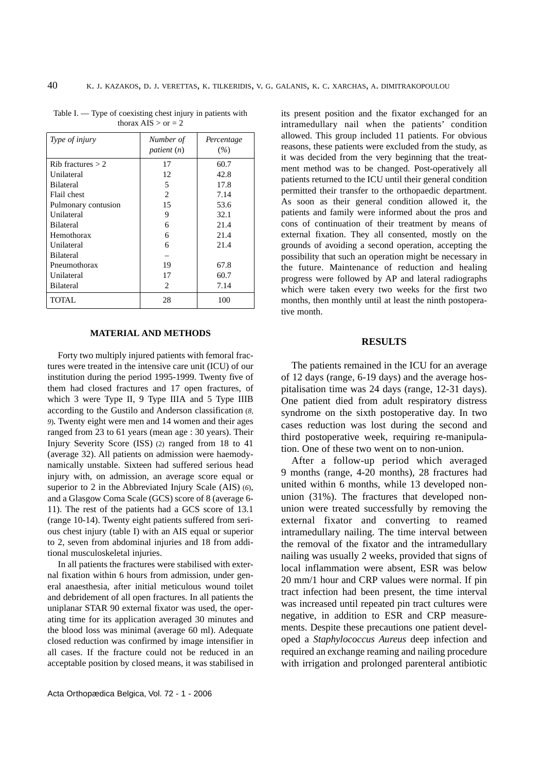Table I. — Type of coexisting chest injury in patients with thorax AIS > or = 2

| *Type of injury* | *Number of patient (n)* | *Percentage (%)* |
|---|---|---|
| Rib fractures > 2 | 17 | 60.7 |
| Unilateral | 12 | 42.8 |
| Bilateral | 5 | 17.8 |
| Flail chest | 2 | 7.14 |
| Pulmonary contusion | 15 | 53.6 |
| Unilateral | 9 | 32.1 |
| Bilateral | 6 | 21.4 |
| Hemothorax | 6 | 21.4 |
| Unilateral | 6 | 21.4 |
| Bilateral | – | |
| Pneumothorax | 19 | 67.8 |
| Unilateral | 17 | 60.7 |
| Bilateral | 2 | 7.14 |
| TOTAL | 28 | 100 |

## MATERIAL AND METHODS

Forty two multiply injured patients with femoral fractures were treated in the intensive care unit (ICU) of our institution during the period 1995-1999. Twenty five of them had closed fractures and 17 open fractures, of which 3 were Type II, 9 Type IIIA and 5 Type IIIB according to the Gustilo and Anderson classification (*8, 9*). Twenty eight were men and 14 women and their ages ranged from 23 to 61 years (mean age : 30 years). Their Injury Severity Score (ISS) (2) ranged from 18 to 41 (average 32). All patients on admission were haemodynamically unstable. Sixteen had suffered serious head injury with, on admission, an average score equal or superior to 2 in the Abbreviated Injury Scale (AIS) (*6*), and a Glasgow Coma Scale (GCS) score of 8 (average 6-11). The rest of the patients had a GCS score of 13.1 (range 10-14). Twenty eight patients suffered from serious chest injury (table I) with an AIS equal or superior to 2, seven from abdominal injuries and 18 from additional musculoskeletal injuries.

In all patients the fractures were stabilised with external fixation within 6 hours from admission, under general anaesthesia, after initial meticulous wound toilet and debridement of all open fractures. In all patients the uniplanar STAR 90 external fixator was used, the operating time for its application averaged 30 minutes and the blood loss was minimal (average 60 ml). Adequate closed reduction was confirmed by image intensifier in all cases. If the fracture could not be reduced in an acceptable position by closed means, it was stabilised in its present position and the fixator exchanged for an intramedullary nail when the patients' condition allowed. This group included 11 patients. For obvious reasons, these patients were excluded from the study, as it was decided from the very beginning that the treatment method was to be changed. Post-operatively all patients returned to the ICU until their general condition permitted their transfer to the orthopaedic department. As soon as their general condition allowed it, the patients and family were informed about the pros and cons of continuation of their treatment by means of external fixation. They all consented, mostly on the grounds of avoiding a second operation, accepting the possibility that such an operation might be necessary in the future. Maintenance of reduction and healing progress were followed by AP and lateral radiographs which were taken every two weeks for the first two months, then monthly until at least the ninth postoperative month.

## RESULTS

The patients remained in the ICU for an average of 12 days (range, 6-19 days) and the average hospitalisation time was 24 days (range, 12-31 days). One patient died from adult respiratory distress syndrome on the sixth postoperative day. In two cases reduction was lost during the second and third postoperative week, requiring re-manipulation. One of these two went on to non-union.

After a follow-up period which averaged 9 months (range, 4-20 months), 28 fractures had united within 6 months, while 13 developed non-union (31%). The fractures that developed non-union were treated successfully by removing the external fixator and converting to reamed intramedullary nailing. The time interval between the removal of the fixator and the intramedullary nailing was usually 2 weeks, provided that signs of local inflammation were absent, ESR was below 20 mm/1 hour and CRP values were normal. If pin tract infection had been present, the time interval was increased until repeated pin tract cultures were negative, in addition to ESR and CRP measurements. Despite these precautions one patient developed a *Staphylococcus Aureus* deep infection and required an exchange reaming and nailing procedure with irrigation and prolonged parenteral antibiotic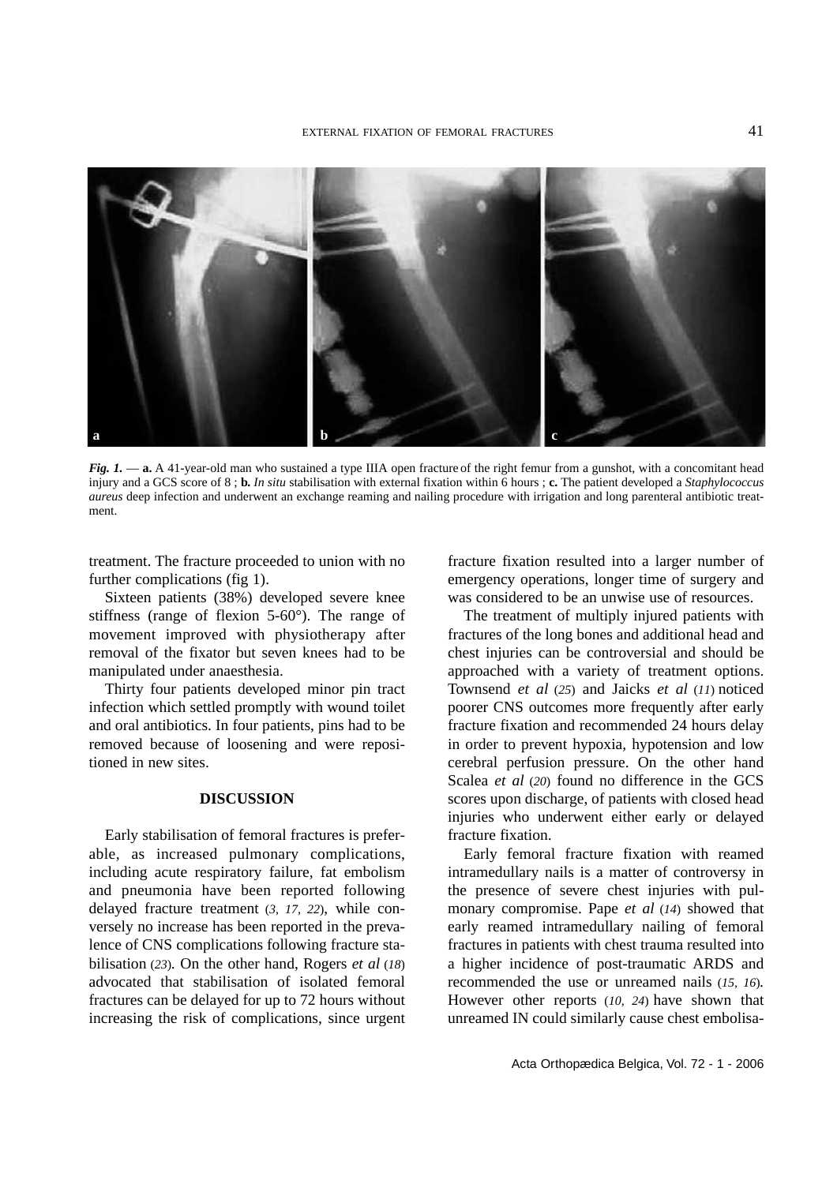*Fig. 1.* — **a.** A 41-year-old man who sustained a type IIIA open fracture of the right femur from a gunshot, with a concomitant head injury and a GCS score of 8 ; **b.** *In situ* stabilisation with external fixation within 6 hours ; **c.** The patient developed a *Staphylococcus aureus* deep infection and underwent an exchange reaming and nailing procedure with irrigation and long parenteral antibiotic treatment.

treatment. The fracture proceeded to union with no further complications (fig 1).

Sixteen patients (38%) developed severe knee stiffness (range of flexion 5-60°). The range of movement improved with physiotherapy after removal of the fixator but seven knees had to be manipulated under anaesthesia.

Thirty four patients developed minor pin tract infection which settled promptly with wound toilet and oral antibiotics. In four patients, pins had to be removed because of loosening and were repositioned in new sites.

## DISCUSSION

Early stabilisation of femoral fractures is preferable, as increased pulmonary complications, including acute respiratory failure, fat embolism and pneumonia have been reported following delayed fracture treatment (*3, 17, 22*), while conversely no increase has been reported in the prevalence of CNS complications following fracture stabilisation (*23*). On the other hand, Rogers *et al* (*18*) advocated that stabilisation of isolated femoral fractures can be delayed for up to 72 hours without increasing the risk of complications, since urgent fracture fixation resulted into a larger number of emergency operations, longer time of surgery and was considered to be an unwise use of resources.

The treatment of multiply injured patients with fractures of the long bones and additional head and chest injuries can be controversial and should be approached with a variety of treatment options. Townsend *et al* (*25*) and Jaicks *et al* (*11*) noticed poorer CNS outcomes more frequently after early fracture fixation and recommended 24 hours delay in order to prevent hypoxia, hypotension and low cerebral perfusion pressure. On the other hand Scalea *et al* (*20*) found no difference in the GCS scores upon discharge, of patients with closed head injuries who underwent either early or delayed fracture fixation.

Early femoral fracture fixation with reamed intramedullary nails is a matter of controversy in the presence of severe chest injuries with pulmonary compromise. Pape *et al* (*14*) showed that early reamed intramedullary nailing of femoral fractures in patients with chest trauma resulted into a higher incidence of post-traumatic ARDS and recommended the use or unreamed nails (*15, 16*). However other reports (*10, 24*) have shown that unreamed IN could similarly cause chest embolisa-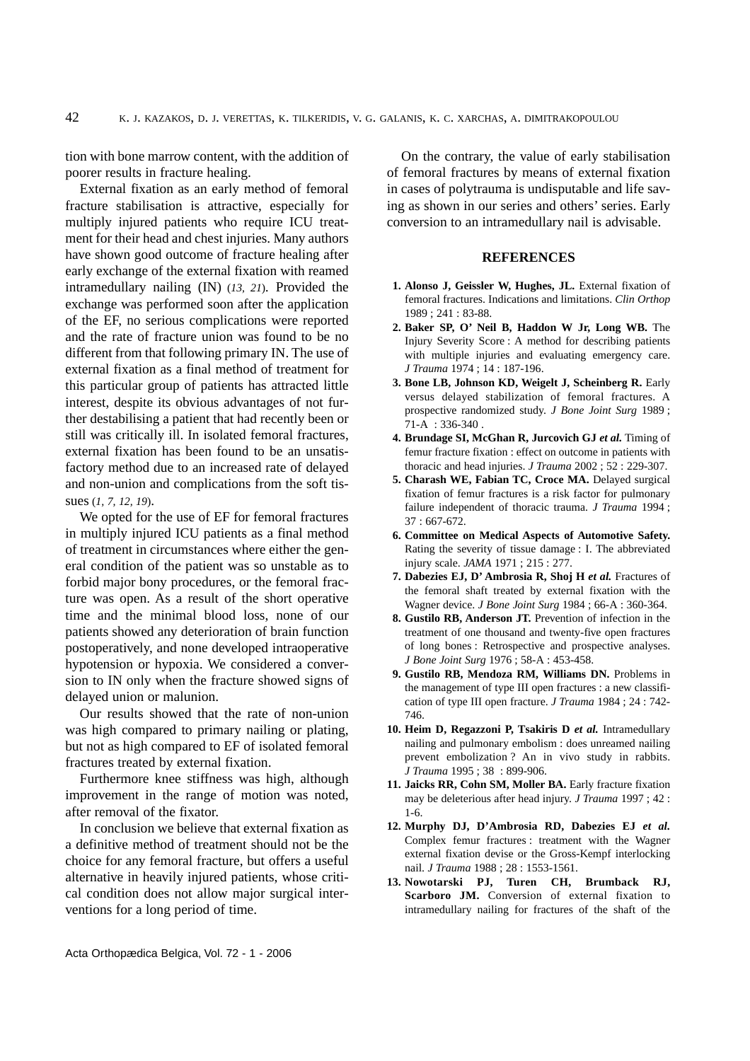tion with bone marrow content, with the addition of poorer results in fracture healing.

External fixation as an early method of femoral fracture stabilisation is attractive, especially for multiply injured patients who require ICU treatment for their head and chest injuries. Many authors have shown good outcome of fracture healing after early exchange of the external fixation with reamed intramedullary nailing (IN) (*13, 21*). Provided the exchange was performed soon after the application of the EF, no serious complications were reported and the rate of fracture union was found to be no different from that following primary IN. The use of external fixation as a final method of treatment for this particular group of patients has attracted little interest, despite its obvious advantages of not further destabilising a patient that had recently been or still was critically ill. In isolated femoral fractures, external fixation has been found to be an unsatisfactory method due to an increased rate of delayed and non-union and complications from the soft tissues (*1, 7, 12, 19*).

We opted for the use of EF for femoral fractures in multiply injured ICU patients as a final method of treatment in circumstances where either the general condition of the patient was so unstable as to forbid major bony procedures, or the femoral fracture was open. As a result of the short operative time and the minimal blood loss, none of our patients showed any deterioration of brain function postoperatively, and none developed intraoperative hypotension or hypoxia. We considered a conversion to IN only when the fracture showed signs of delayed union or malunion.

Our results showed that the rate of non-union was high compared to primary nailing or plating, but not as high compared to EF of isolated femoral fractures treated by external fixation.

Furthermore knee stiffness was high, although improvement in the range of motion was noted, after removal of the fixator.

In conclusion we believe that external fixation as a definitive method of treatment should not be the choice for any femoral fracture, but offers a useful alternative in heavily injured patients, whose critical condition does not allow major surgical interventions for a long period of time.

On the contrary, the value of early stabilisation of femoral fractures by means of external fixation in cases of polytrauma is undisputable and life saving as shown in our series and others' series. Early conversion to an intramedullary nail is advisable.

## REFERENCES

1. **Alonso J, Geissler W, Hughes, JL.** External fixation of femoral fractures. Indications and limitations. *Clin Orthop* 1989 ; 241 : 83-88.
2. **Baker SP, O' Neil B, Haddon W Jr, Long WB.** The Injury Severity Score : A method for describing patients with multiple injuries and evaluating emergency care. *J Trauma* 1974 ; 14 : 187-196.
3. **Bone LB, Johnson KD, Weigelt J, Scheinberg R.** Early versus delayed stabilization of femoral fractures. A prospective randomized study. *J Bone Joint Surg* 1989 ; 71-A : 336-340 .
4. **Brundage SI, McGhan R, Jurcovich GJ *et al.*** Timing of femur fracture fixation : effect on outcome in patients with thoracic and head injuries. *J Trauma* 2002 ; 52 : 229-307.
5. **Charash WE, Fabian TC, Croce MA.** Delayed surgical fixation of femur fractures is a risk factor for pulmonary failure independent of thoracic trauma. *J Trauma* 1994 ; 37 : 667-672.
6. **Committee on Medical Aspects of Automotive Safety.** Rating the severity of tissue damage : I. The abbreviated injury scale. *JAMA* 1971 ; 215 : 277.
7. **Dabezies EJ, D' Ambrosia R, Shoj H *et al.*** Fractures of the femoral shaft treated by external fixation with the Wagner device. *J Bone Joint Surg* 1984 ; 66-A : 360-364.
8. **Gustilo RB, Anderson JT.** Prevention of infection in the treatment of one thousand and twenty-five open fractures of long bones : Retrospective and prospective analyses. *J Bone Joint Surg* 1976 ; 58-A : 453-458.
9. **Gustilo RB, Mendoza RM, Williams DN.** Problems in the management of type III open fractures : a new classification of type III open fracture. *J Trauma* 1984 ; 24 : 742-746.
10. **Heim D, Regazzoni P, Tsakiris D *et al.*** Intramedullary nailing and pulmonary embolism : does unreamed nailing prevent embolization ? An in vivo study in rabbits. *J Trauma* 1995 ; 38 : 899-906.
11. **Jaicks RR, Cohn SM, Moller BA.** Early fracture fixation may be deleterious after head injury. *J Trauma* 1997 ; 42 : 1-6.
12. **Murphy DJ, D'Ambrosia RD, Dabezies EJ *et al.*** Complex femur fractures : treatment with the Wagner external fixation devise or the Gross-Kempf interlocking nail. *J Trauma* 1988 ; 28 : 1553-1561.
13. **Nowotarski PJ, Turen CH, Brumback RJ, Scarboro JM.** Conversion of external fixation to intramedullary nailing for fractures of the shaft of the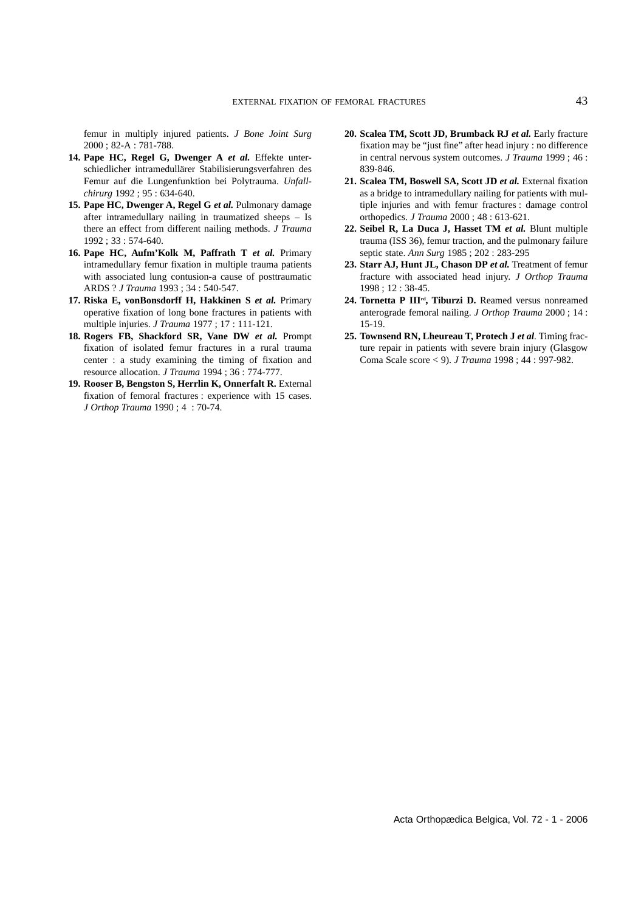femur in multiply injured patients. *J Bone Joint Surg* 2000 ; 82-A : 781-788.

14. **Pape HC, Regel G, Dwenger A *et al.*** Effekte unterschiedlicher intramedullärer Stabilisierungsverfahren des Femur auf die Lungenfunktion bei Polytrauma. *Unfallchirurg* 1992 ; 95 : 634-640.
15. **Pape HC, Dwenger A, Regel G *et al.*** Pulmonary damage after intramedullary nailing in traumatized sheeps – Is there an effect from different nailing methods. *J Trauma* 1992 ; 33 : 574-640.
16. **Pape HC, Aufm'Kolk M, Paffrath T *et al.*** Primary intramedullary femur fixation in multiple trauma patients with associated lung contusion-a cause of posttraumatic ARDS ? *J Trauma* 1993 ; 34 : 540-547.
17. **Riska E, vonBonsdorff H, Hakkinen S *et al.*** Primary operative fixation of long bone fractures in patients with multiple injuries. *J Trauma* 1977 ; 17 : 111-121.
18. **Rogers FB, Shackford SR, Vane DW *et al.*** Prompt fixation of isolated femur fractures in a rural trauma center : a study examining the timing of fixation and resource allocation. *J Trauma* 1994 ; 36 : 774-777.
19. **Rooser B, Bengston S, Herrlin K, Onnerfalt R.** External fixation of femoral fractures : experience with 15 cases. *J Orthop Trauma* 1990 ; 4 : 70-74.
20. **Scalea TM, Scott JD, Brumback RJ *et al.*** Early fracture fixation may be "just fine" after head injury : no difference in central nervous system outcomes. *J Trauma* 1999 ; 46 : 839-846.
21. **Scalea TM, Boswell SA, Scott JD *et al.*** External fixation as a bridge to intramedullary nailing for patients with multiple injuries and with femur fractures : damage control orthopedics. *J Trauma* 2000 ; 48 : 613-621.
22. **Seibel R, La Duca J, Hasset TM *et al.*** Blunt multiple trauma (ISS 36), femur traction, and the pulmonary failure septic state. *Ann Surg* 1985 ; 202 : 283-295
23. **Starr AJ, Hunt JL, Chason DP *et al.*** Treatment of femur fracture with associated head injury. *J Orthop Trauma* 1998 ; 12 : 38-45.
24. **Tornetta P III[rd], Tiburzi D.** Reamed versus nonreamed anterograde femoral nailing. *J Orthop Trauma* 2000 ; 14 : 15-19.
25. **Townsend RN, Lheureau T, Protech J *et al*.** Timing fracture repair in patients with severe brain injury (Glasgow Coma Scale score < 9). *J Trauma* 1998 ; 44 : 997-982.